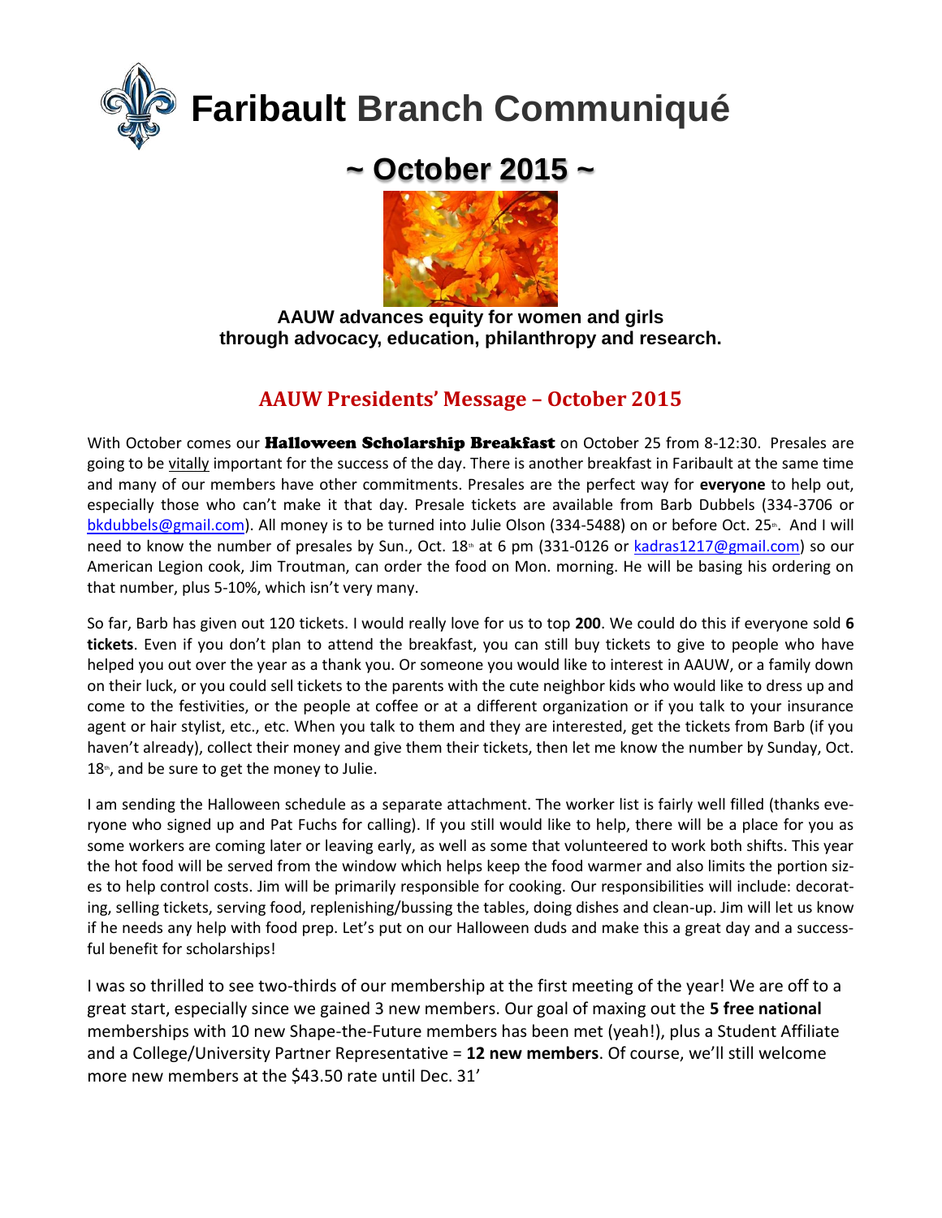# Faribault Branch Communiqué

## ~ October 2015 ~

**AAUW advances equity for women and girls through advocacy, education, philanthropy and research.**

## AAUW Presidents' Message – October 2015

With October comes our **Halloween Scholarship Breakfast** on October 25 from 8-12:30. Presales are going to be vitally important for the success of the day. There is another breakfast in Faribault at the same time and many of our members have other commitments. Presales are the perfect way for **everyone** to help out, especially those who can't make it that day. Presale tickets are available from Barb Dubbels (334-3706 or bkdubbels@gmail.com). All money is to be turned into Julie Olson (334-5488) on or before Oct. 25th. And I will need to know the number of presales by Sun., Oct. 18th at 6 pm (331-0126 or kadras1217@gmail.com) so our American Legion cook, Jim Troutman, can order the food on Mon. morning. He will be basing his ordering on that number, plus 5-10%, which isn't very many.

So far, Barb has given out 120 tickets. I would really love for us to top **200**. We could do this if everyone sold **6 tickets**. Even if you don't plan to attend the breakfast, you can still buy tickets to give to people who have helped you out over the year as a thank you. Or someone you would like to interest in AAUW, or a family down on their luck, or you could sell tickets to the parents with the cute neighbor kids who would like to dress up and come to the festivities, or the people at coffee or at a different organization or if you talk to your insurance agent or hair stylist, etc., etc. When you talk to them and they are interested, get the tickets from Barb (if you haven't already), collect their money and give them their tickets, then let me know the number by Sunday, Oct. 18th, and be sure to get the money to Julie.

I am sending the Halloween schedule as a separate attachment. The worker list is fairly well filled (thanks everyone who signed up and Pat Fuchs for calling). If you still would like to help, there will be a place for you as some workers are coming later or leaving early, as well as some that volunteered to work both shifts. This year the hot food will be served from the window which helps keep the food warmer and also limits the portion sizes to help control costs. Jim will be primarily responsible for cooking. Our responsibilities will include: decorating, selling tickets, serving food, replenishing/bussing the tables, doing dishes and clean-up. Jim will let us know if he needs any help with food prep. Let's put on our Halloween duds and make this a great day and a successful benefit for scholarships!

I was so thrilled to see two-thirds of our membership at the first meeting of the year! We are off to a great start, especially since we gained 3 new members. Our goal of maxing out the **5 free national** memberships with 10 new Shape-the-Future members has been met (yeah!), plus a Student Affiliate and a College/University Partner Representative = **12 new members**. Of course, we'll still welcome more new members at the $43.50 rate until Dec. 31'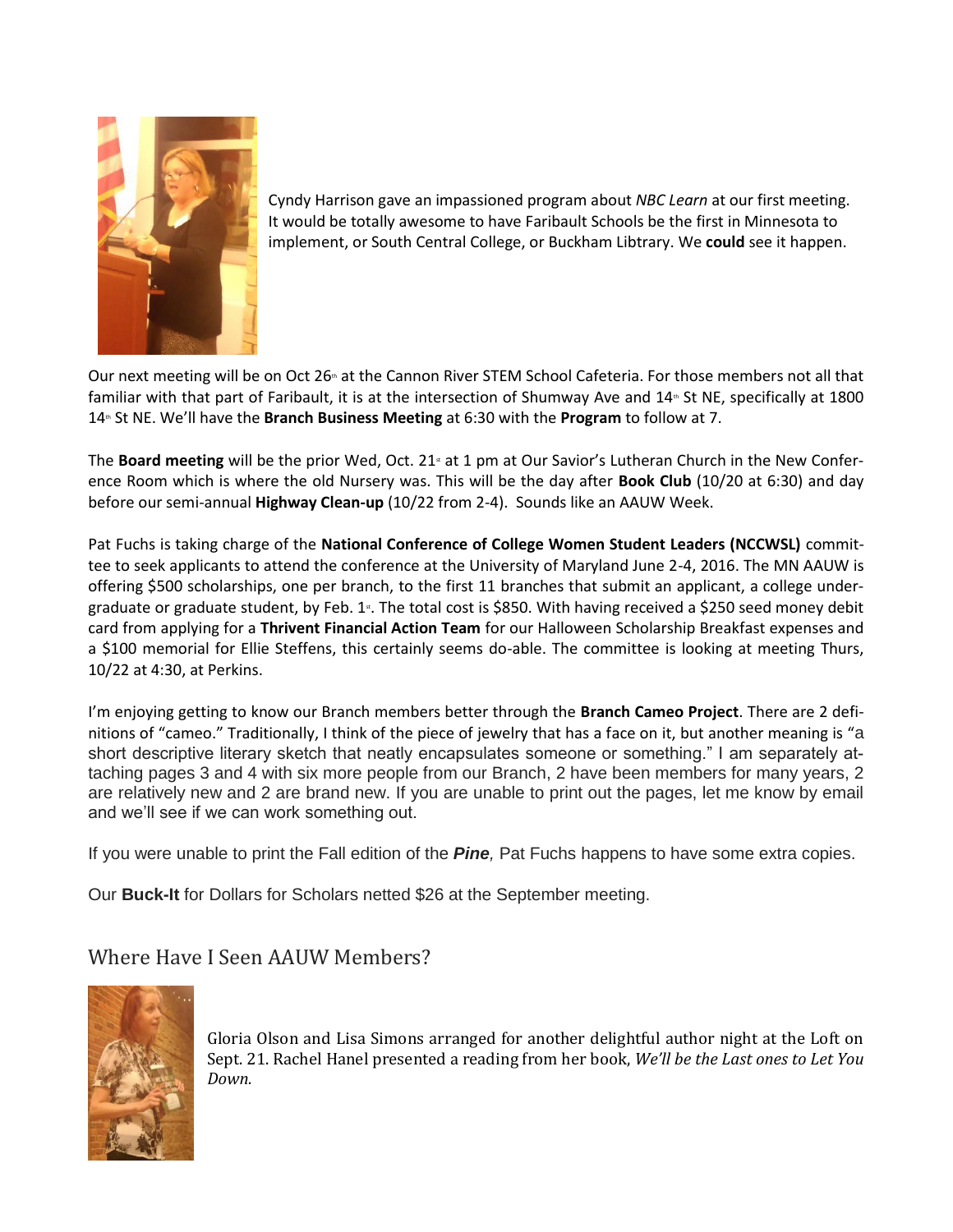Cyndy Harrison gave an impassioned program about *NBC Learn* at our first meeting. It would be totally awesome to have Faribault Schools be the first in Minnesota to implement, or South Central College, or Buckham Libtrary. We **could** see it happen.

Our next meeting will be on Oct 26th at the Cannon River STEM School Cafeteria. For those members not all that familiar with that part of Faribault, it is at the intersection of Shumway Ave and 14th St NE, specifically at 1800 14th St NE. We'll have the **Branch Business Meeting** at 6:30 with the **Program** to follow at 7.

The **Board meeting** will be the prior Wed, Oct. 21st at 1 pm at Our Savior's Lutheran Church in the New Conference Room which is where the old Nursery was. This will be the day after **Book Club** (10/20 at 6:30) and day before our semi-annual **Highway Clean-up** (10/22 from 2-4). Sounds like an AAUW Week.

Pat Fuchs is taking charge of the **National Conference of College Women Student Leaders (NCCWSL)** committee to seek applicants to attend the conference at the University of Maryland June 2-4, 2016. The MN AAUW is offering $500 scholarships, one per branch, to the first 11 branches that submit an applicant, a college undergraduate or graduate student, by Feb. 1st. The total cost is $850. With having received a $250 seed money debit card from applying for a **Thrivent Financial Action Team** for our Halloween Scholarship Breakfast expenses and a $100 memorial for Ellie Steffens, this certainly seems do-able. The committee is looking at meeting Thurs, 10/22 at 4:30, at Perkins.

I'm enjoying getting to know our Branch members better through the **Branch Cameo Project**. There are 2 definitions of "cameo." Traditionally, I think of the piece of jewelry that has a face on it, but another meaning is "a short descriptive literary sketch that neatly encapsulates someone or something." I am separately attaching pages 3 and 4 with six more people from our Branch, 2 have been members for many years, 2 are relatively new and 2 are brand new. If you are unable to print out the pages, let me know by email and we'll see if we can work something out.

If you were unable to print the Fall edition of the ***Pine***, Pat Fuchs happens to have some extra copies.

Our **Buck-It** for Dollars for Scholars netted $26 at the September meeting.

## Where Have I Seen AAUW Members?

Gloria Olson and Lisa Simons arranged for another delightful author night at the Loft on Sept. 21. Rachel Hanel presented a reading from her book, *We'll be the Last ones to Let You Down.*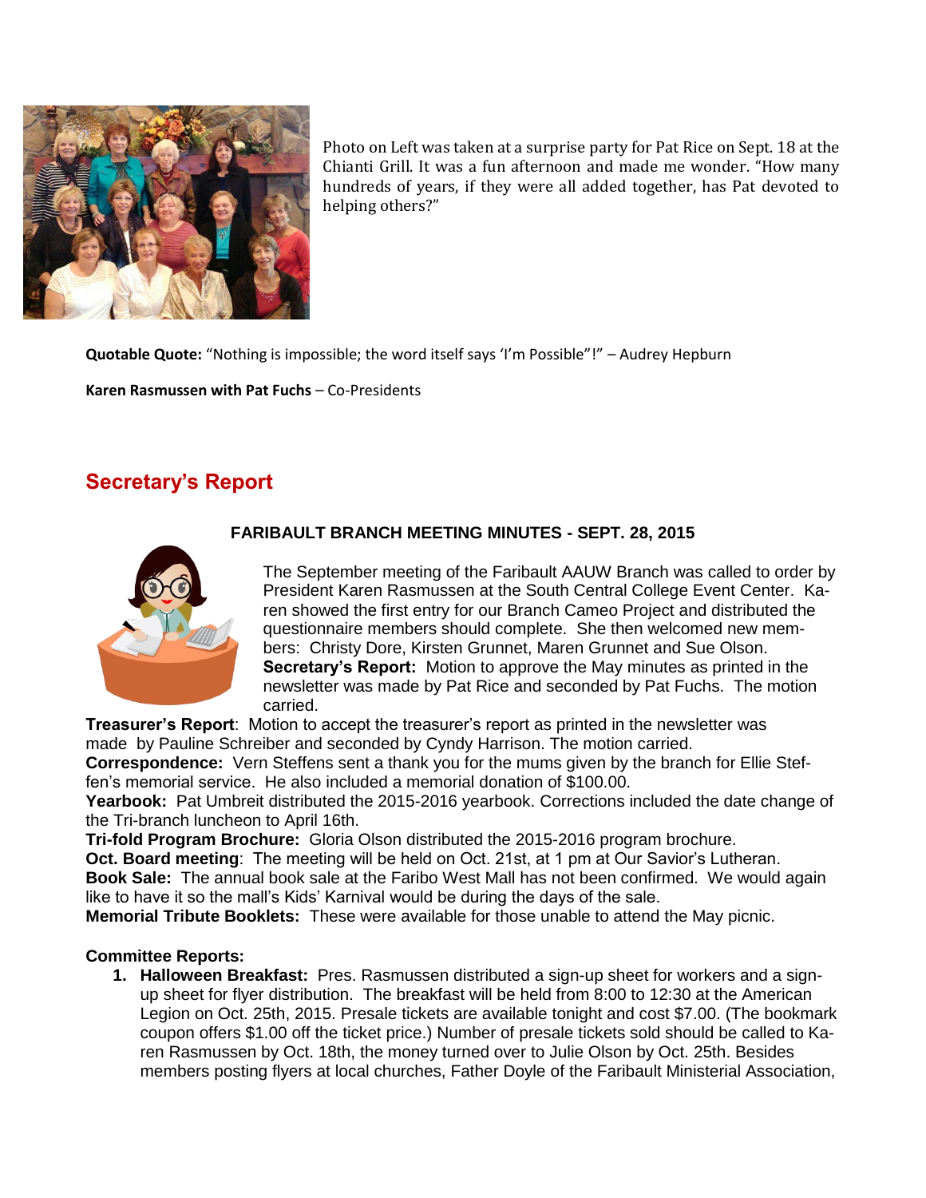Photo on Left was taken at a surprise party for Pat Rice on Sept. 18 at the Chianti Grill. It was a fun afternoon and made me wonder. "How many hundreds of years, if they were all added together, has Pat devoted to helping others?"

**Quotable Quote:** "Nothing is impossible; the word itself says 'I'm Possible"!" – Audrey Hepburn

**Karen Rasmussen with Pat Fuchs** – Co-Presidents

## Secretary's Report

### FARIBAULT BRANCH MEETING MINUTES - SEPT. 28, 2015

The September meeting of the Faribault AAUW Branch was called to order by President Karen Rasmussen at the South Central College Event Center. Karen showed the first entry for our Branch Cameo Project and distributed the questionnaire members should complete. She then welcomed new members: Christy Dore, Kirsten Grunnet, Maren Grunnet and Sue Olson.

**Secretary's Report:** Motion to approve the May minutes as printed in the newsletter was made by Pat Rice and seconded by Pat Fuchs. The motion carried.

**Treasurer's Report**: Motion to accept the treasurer's report as printed in the newsletter was made by Pauline Schreiber and seconded by Cyndy Harrison. The motion carried.

**Correspondence:** Vern Steffens sent a thank you for the mums given by the branch for Ellie Steffen's memorial service. He also included a memorial donation of $100.00.

**Yearbook:** Pat Umbreit distributed the 2015-2016 yearbook. Corrections included the date change of the Tri-branch luncheon to April 16th.

**Tri-fold Program Brochure:** Gloria Olson distributed the 2015-2016 program brochure.

**Oct. Board meeting**: The meeting will be held on Oct. 21st, at 1 pm at Our Savior's Lutheran.

**Book Sale:** The annual book sale at the Faribo West Mall has not been confirmed. We would again like to have it so the mall's Kids' Karnival would be during the days of the sale.

**Memorial Tribute Booklets:** These were available for those unable to attend the May picnic.

**Committee Reports:**

1. **Halloween Breakfast:** Pres. Rasmussen distributed a sign-up sheet for workers and a sign-up sheet for flyer distribution. The breakfast will be held from 8:00 to 12:30 at the American Legion on Oct. 25th, 2015. Presale tickets are available today and cost $7.00. (The bookmark coupon offers $1.00 off the ticket price.) Number of presale tickets sold should be called to Karen Rasmussen by Oct. 18th, the money turned over to Julie Olson by Oct. 25th. Besides members posting flyers at local churches, Father Doyle of the Faribault Ministerial Association,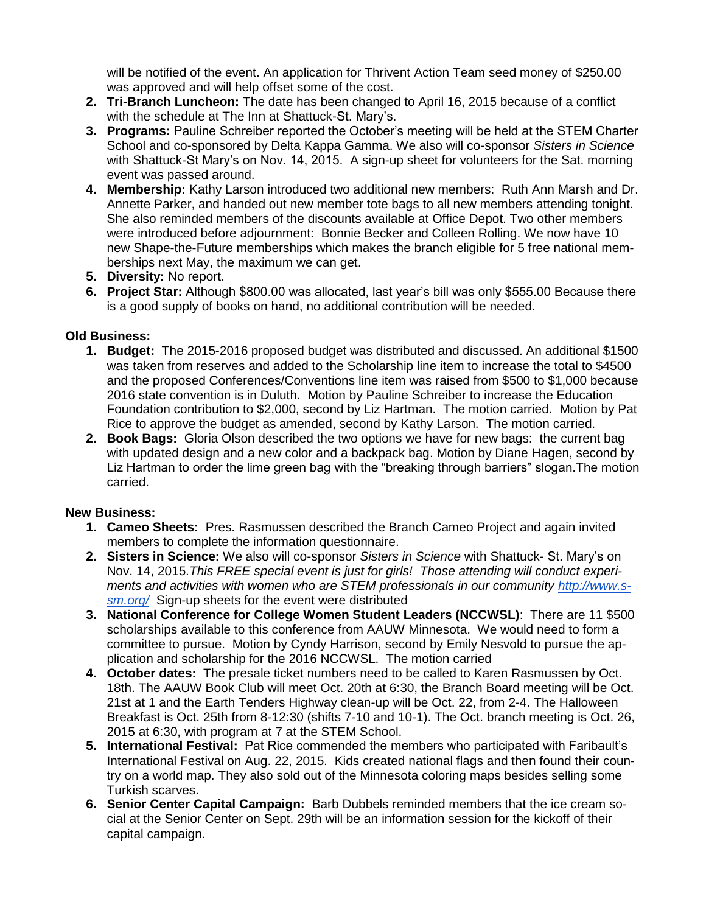will be notified of the event. An application for Thrivent Action Team seed money of $250.00 was approved and will help offset some of the cost.

2. **Tri-Branch Luncheon:** The date has been changed to April 16, 2015 because of a conflict with the schedule at The Inn at Shattuck-St. Mary's.
3. **Programs:** Pauline Schreiber reported the October's meeting will be held at the STEM Charter School and co-sponsored by Delta Kappa Gamma. We also will co-sponsor *Sisters in Science* with Shattuck-St Mary's on Nov. 14, 2015. A sign-up sheet for volunteers for the Sat. morning event was passed around.
4. **Membership:** Kathy Larson introduced two additional new members: Ruth Ann Marsh and Dr. Annette Parker, and handed out new member tote bags to all new members attending tonight. She also reminded members of the discounts available at Office Depot. Two other members were introduced before adjournment: Bonnie Becker and Colleen Rolling. We now have 10 new Shape-the-Future memberships which makes the branch eligible for 5 free national memberships next May, the maximum we can get.
5. **Diversity:** No report.
6. **Project Star:** Although $800.00 was allocated, last year's bill was only $555.00 Because there is a good supply of books on hand, no additional contribution will be needed.

**Old Business:**

1. **Budget:** The 2015-2016 proposed budget was distributed and discussed. An additional $1500 was taken from reserves and added to the Scholarship line item to increase the total to $4500 and the proposed Conferences/Conventions line item was raised from $500 to $1,000 because 2016 state convention is in Duluth. Motion by Pauline Schreiber to increase the Education Foundation contribution to $2,000, second by Liz Hartman. The motion carried. Motion by Pat Rice to approve the budget as amended, second by Kathy Larson. The motion carried.
2. **Book Bags:** Gloria Olson described the two options we have for new bags: the current bag with updated design and a new color and a backpack bag. Motion by Diane Hagen, second by Liz Hartman to order the lime green bag with the "breaking through barriers" slogan.The motion carried.

**New Business:**

1. **Cameo Sheets:** Pres. Rasmussen described the Branch Cameo Project and again invited members to complete the information questionnaire.
2. **Sisters in Science:** We also will co-sponsor *Sisters in Science* with Shattuck- St. Mary's on Nov. 14, 2015.*This FREE special event is just for girls! Those attending will conduct experiments and activities with women who are STEM professionals in our community* [http://www.s-sm.org/](http://www.s-sm.org/) Sign-up sheets for the event were distributed
3. **National Conference for College Women Student Leaders (NCCWSL)**: There are 11 $500 scholarships available to this conference from AAUW Minnesota. We would need to form a committee to pursue. Motion by Cyndy Harrison, second by Emily Nesvold to pursue the application and scholarship for the 2016 NCCWSL. The motion carried
4. **October dates:** The presale ticket numbers need to be called to Karen Rasmussen by Oct. 18th. The AAUW Book Club will meet Oct. 20th at 6:30, the Branch Board meeting will be Oct. 21st at 1 and the Earth Tenders Highway clean-up will be Oct. 22, from 2-4. The Halloween Breakfast is Oct. 25th from 8-12:30 (shifts 7-10 and 10-1). The Oct. branch meeting is Oct. 26, 2015 at 6:30, with program at 7 at the STEM School.
5. **International Festival:** Pat Rice commended the members who participated with Faribault's International Festival on Aug. 22, 2015. Kids created national flags and then found their country on a world map. They also sold out of the Minnesota coloring maps besides selling some Turkish scarves.
6. **Senior Center Capital Campaign:** Barb Dubbels reminded members that the ice cream social at the Senior Center on Sept. 29th will be an information session for the kickoff of their capital campaign.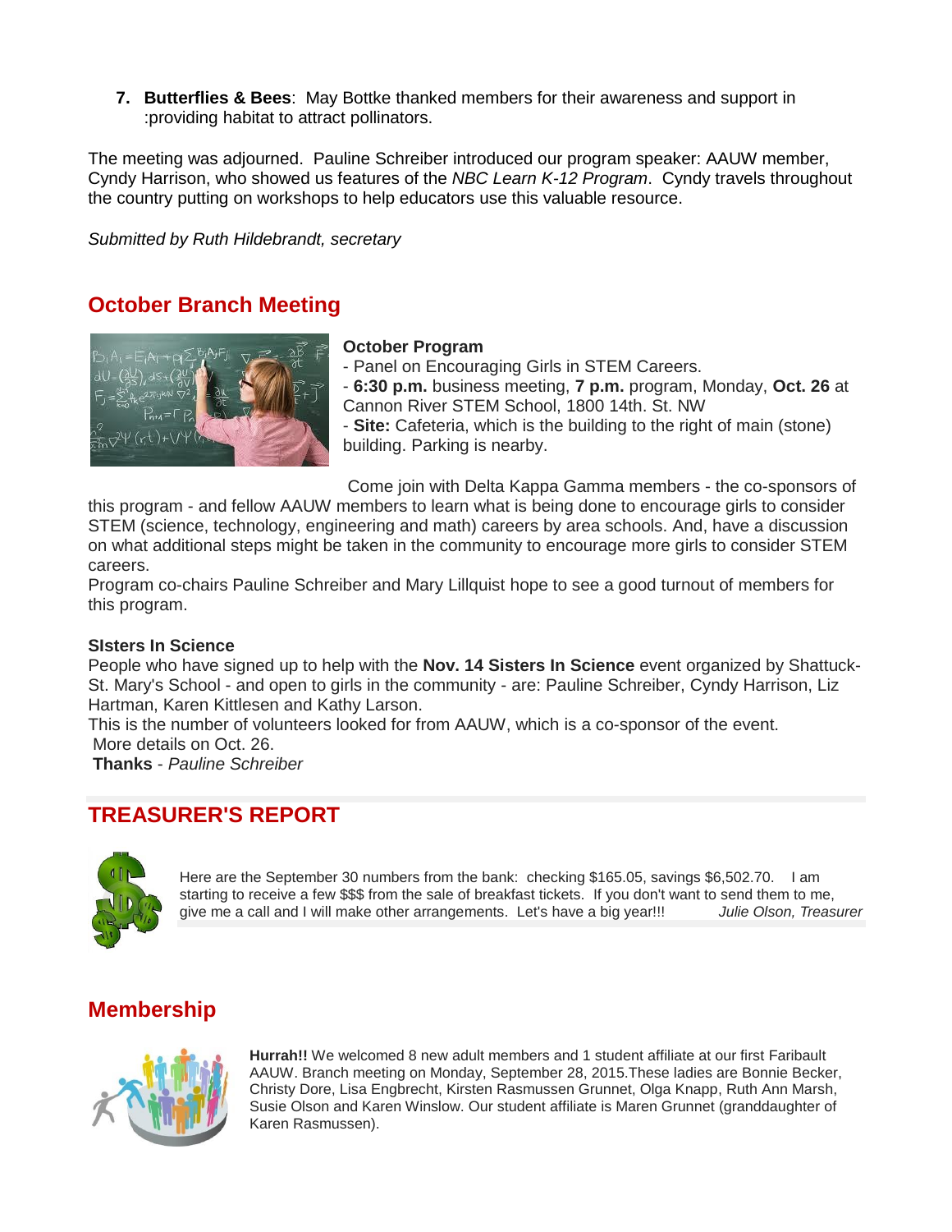7. **Butterflies & Bees**: May Bottke thanked members for their awareness and support in :providing habitat to attract pollinators.

The meeting was adjourned. Pauline Schreiber introduced our program speaker: AAUW member, Cyndy Harrison, who showed us features of the *NBC Learn K-12 Program*. Cyndy travels throughout the country putting on workshops to help educators use this valuable resource.

*Submitted by Ruth Hildebrandt, secretary*

## October Branch Meeting

**October Program**

- Panel on Encouraging Girls in STEM Careers.
- **6:30 p.m.** business meeting, **7 p.m.** program, Monday, **Oct. 26** at Cannon River STEM School, 1800 14th. St. NW
- **Site:** Cafeteria, which is the building to the right of main (stone) building. Parking is nearby.

Come join with Delta Kappa Gamma members - the co-sponsors of this program - and fellow AAUW members to learn what is being done to encourage girls to consider STEM (science, technology, engineering and math) careers by area schools. And, have a discussion on what additional steps might be taken in the community to encourage more girls to consider STEM careers.

Program co-chairs Pauline Schreiber and Mary Lillquist hope to see a good turnout of members for this program.

**SIsters In Science**

People who have signed up to help with the **Nov. 14 Sisters In Science** event organized by Shattuck-St. Mary's School - and open to girls in the community - are: Pauline Schreiber, Cyndy Harrison, Liz Hartman, Karen Kittlesen and Kathy Larson.

This is the number of volunteers looked for from AAUW, which is a co-sponsor of the event.

More details on Oct. 26.

**Thanks** - *Pauline Schreiber*

## TREASURER'S REPORT

Here are the September 30 numbers from the bank: checking $165.05, savings $6,502.70. I am starting to receive a few $$$ from the sale of breakfast tickets. If you don't want to send them to me, give me a call and I will make other arrangements. Let's have a big year!!! *Julie Olson, Treasurer*

## Membership

**Hurrah!!** We welcomed 8 new adult members and 1 student affiliate at our first Faribault AAUW. Branch meeting on Monday, September 28, 2015.These ladies are Bonnie Becker, Christy Dore, Lisa Engbrecht, Kirsten Rasmussen Grunnet, Olga Knapp, Ruth Ann Marsh, Susie Olson and Karen Winslow. Our student affiliate is Maren Grunnet (granddaughter of Karen Rasmussen).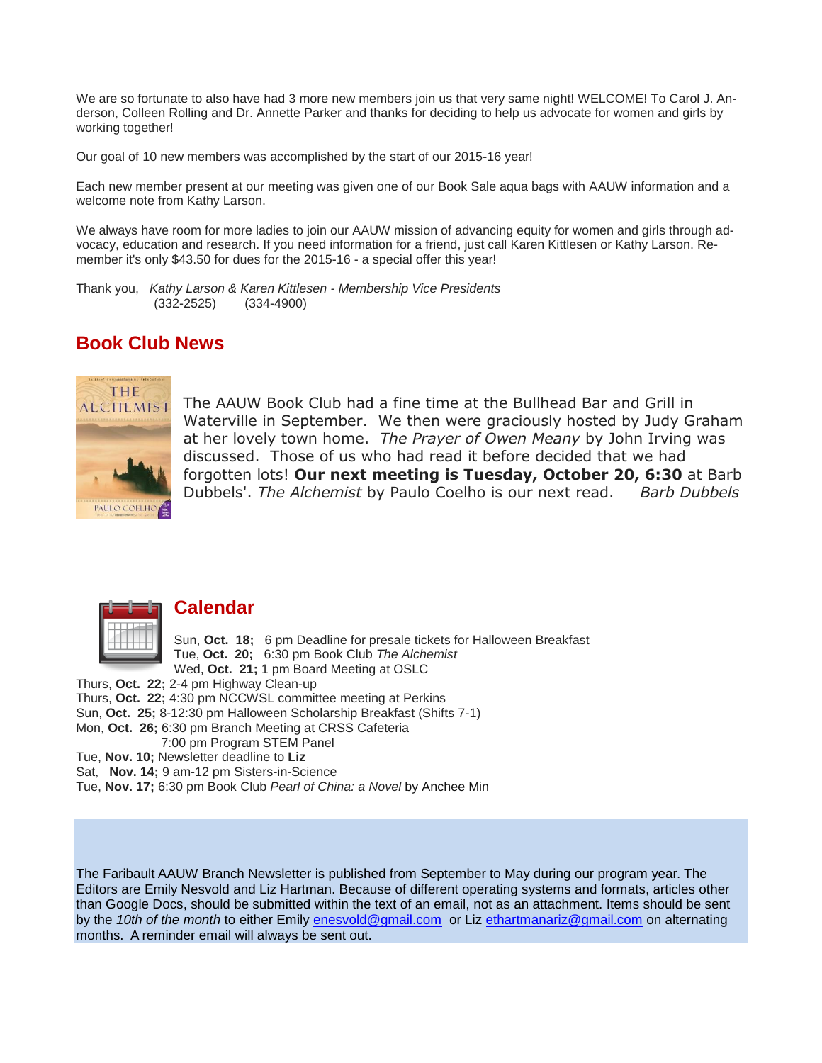We are so fortunate to also have had 3 more new members join us that very same night! WELCOME! To Carol J. Anderson, Colleen Rolling and Dr. Annette Parker and thanks for deciding to help us advocate for women and girls by working together!

Our goal of 10 new members was accomplished by the start of our 2015-16 year!

Each new member present at our meeting was given one of our Book Sale aqua bags with AAUW information and a welcome note from Kathy Larson.

We always have room for more ladies to join our AAUW mission of advancing equity for women and girls through advocacy, education and research. If you need information for a friend, just call Karen Kittlesen or Kathy Larson. Remember it's only $43.50 for dues for the 2015-16 - a special offer this year!

Thank you, *Kathy Larson & Karen Kittlesen - Membership Vice Presidents*
(332-2525) (334-4900)

## Book Club News

The AAUW Book Club had a fine time at the Bullhead Bar and Grill in Waterville in September. We then were graciously hosted by Judy Graham at her lovely town home. *The Prayer of Owen Meany* by John Irving was discussed. Those of us who had read it before decided that we had forgotten lots! **Our next meeting is Tuesday, October 20, 6:30** at Barb Dubbels'. *The Alchemist* by Paulo Coelho is our next read. *Barb Dubbels*

## Calendar

Sun, **Oct. 18;** 6 pm Deadline for presale tickets for Halloween Breakfast
Tue, **Oct. 20;** 6:30 pm Book Club *The Alchemist*
Wed, **Oct. 21;** 1 pm Board Meeting at OSLC
Thurs, **Oct. 22;** 2-4 pm Highway Clean-up
Thurs, **Oct. 22;** 4:30 pm NCCWSL committee meeting at Perkins
Sun, **Oct. 25;** 8-12:30 pm Halloween Scholarship Breakfast (Shifts 7-1)
Mon, **Oct. 26;** 6:30 pm Branch Meeting at CRSS Cafeteria
7:00 pm Program STEM Panel
Tue, **Nov. 10;** Newsletter deadline to **Liz**
Sat, **Nov. 14;** 9 am-12 pm Sisters-in-Science
Tue, **Nov. 17;** 6:30 pm Book Club *Pearl of China: a Novel* by Anchee Min

The Faribault AAUW Branch Newsletter is published from September to May during our program year. The Editors are Emily Nesvold and Liz Hartman. Because of different operating systems and formats, articles other than Google Docs, should be submitted within the text of an email, not as an attachment. Items should be sent by the *10th of the month* to either Emily enesvold@gmail.com or Liz ethartmanariz@gmail.com on alternating months. A reminder email will always be sent out.